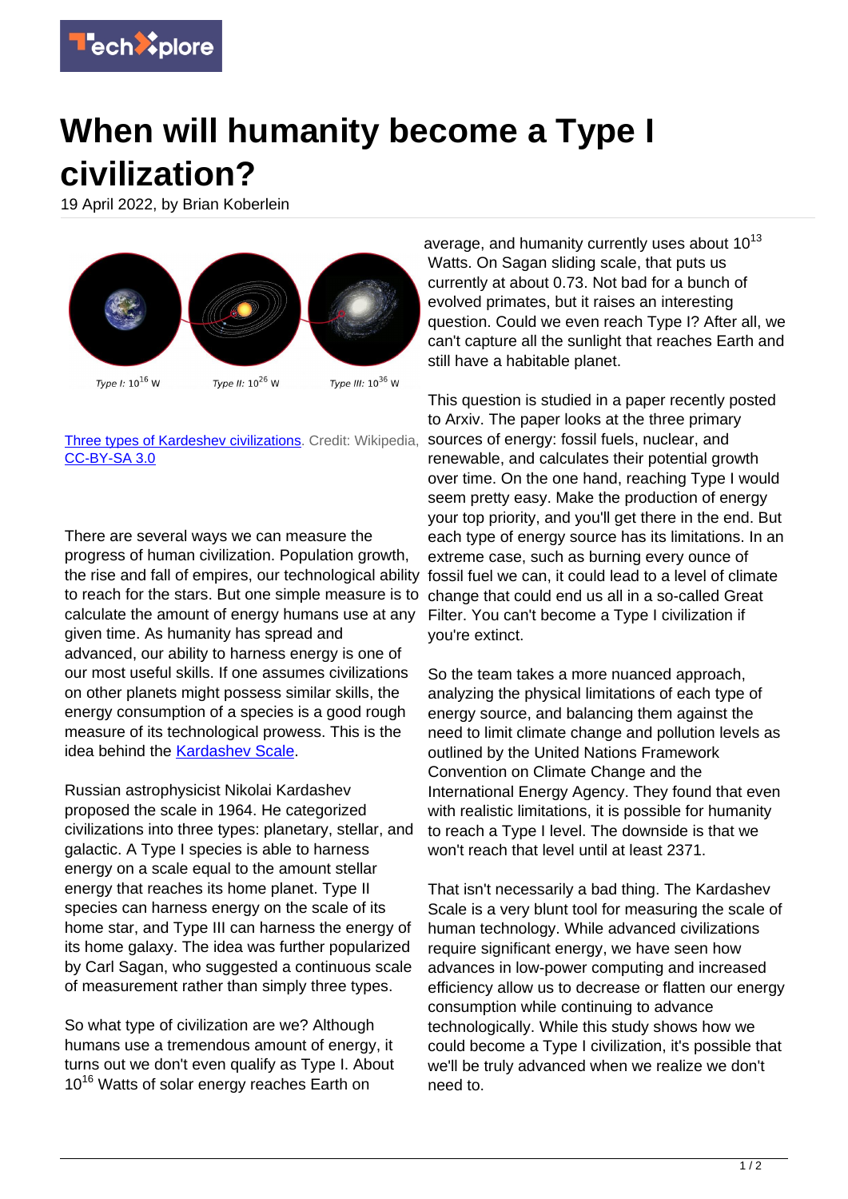# When will humanity become a Type I civilization?

19 April 2022, by Brian Koberlein

Type I: $10^{16}$ W Type II: $10^{26}$ W Type III: $10^{36}$ W

Three types of Kardeshev civilizations. Credit: Wikipedia, CC-BY-SA 3.0

There are several ways we can measure the progress of human civilization. Population growth, the rise and fall of empires, our technological ability to reach for the stars. But one simple measure is to calculate the amount of energy humans use at any given time. As humanity has spread and advanced, our ability to harness energy is one of our most useful skills. If one assumes civilizations on other planets might possess similar skills, the energy consumption of a species is a good rough measure of its technological prowess. This is the idea behind the Kardashev Scale.

Russian astrophysicist Nikolai Kardashev proposed the scale in 1964. He categorized civilizations into three types: planetary, stellar, and galactic. A Type I species is able to harness energy on a scale equal to the amount stellar energy that reaches its home planet. Type II species can harness energy on the scale of its home star, and Type III can harness the energy of its home galaxy. The idea was further popularized by Carl Sagan, who suggested a continuous scale of measurement rather than simply three types.

So what type of civilization are we? Although humans use a tremendous amount of energy, it turns out we don't even qualify as Type I. About $10^{16}$ Watts of solar energy reaches Earth on average, and humanity currently uses about $10^{13}$ Watts. On Sagan sliding scale, that puts us currently at about 0.73. Not bad for a bunch of evolved primates, but it raises an interesting question. Could we even reach Type I? After all, we can't capture all the sunlight that reaches Earth and still have a habitable planet.

This question is studied in a paper recently posted to Arxiv. The paper looks at the three primary sources of energy: fossil fuels, nuclear, and renewable, and calculates their potential growth over time. On the one hand, reaching Type I would seem pretty easy. Make the production of energy your top priority, and you'll get there in the end. But each type of energy source has its limitations. In an extreme case, such as burning every ounce of fossil fuel we can, it could lead to a level of climate change that could end us all in a so-called Great Filter. You can't become a Type I civilization if you're extinct.

So the team takes a more nuanced approach, analyzing the physical limitations of each type of energy source, and balancing them against the need to limit climate change and pollution levels as outlined by the United Nations Framework Convention on Climate Change and the International Energy Agency. They found that even with realistic limitations, it is possible for humanity to reach a Type I level. The downside is that we won't reach that level until at least 2371.

That isn't necessarily a bad thing. The Kardashev Scale is a very blunt tool for measuring the scale of human technology. While advanced civilizations require significant energy, we have seen how advances in low-power computing and increased efficiency allow us to decrease or flatten our energy consumption while continuing to advance technologically. While this study shows how we could become a Type I civilization, it's possible that we'll be truly advanced when we realize we don't need to.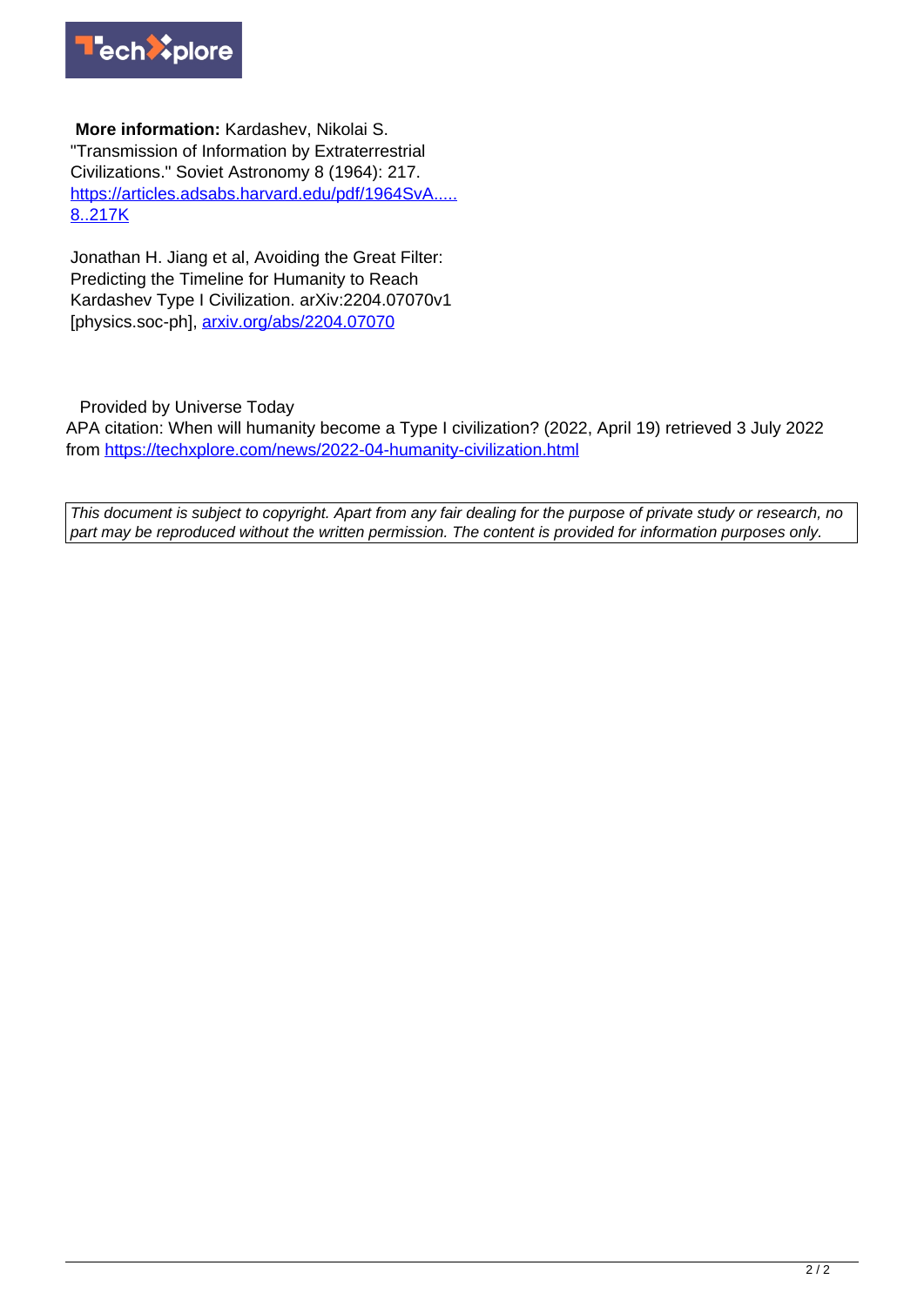**More information:** Kardashev, Nikolai S. "Transmission of Information by Extraterrestrial Civilizations." Soviet Astronomy 8 (1964): 217. https://articles.adsabs.harvard.edu/pdf/1964SvA.....8..217K

Jonathan H. Jiang et al, Avoiding the Great Filter: Predicting the Timeline for Humanity to Reach Kardashev Type I Civilization. arXiv:2204.07070v1 [physics.soc-ph], arxiv.org/abs/2204.07070

Provided by Universe Today

APA citation: When will humanity become a Type I civilization? (2022, April 19) retrieved 3 July 2022 from https://techxplore.com/news/2022-04-humanity-civilization.html

*This document is subject to copyright. Apart from any fair dealing for the purpose of private study or research, no part may be reproduced without the written permission. The content is provided for information purposes only.*